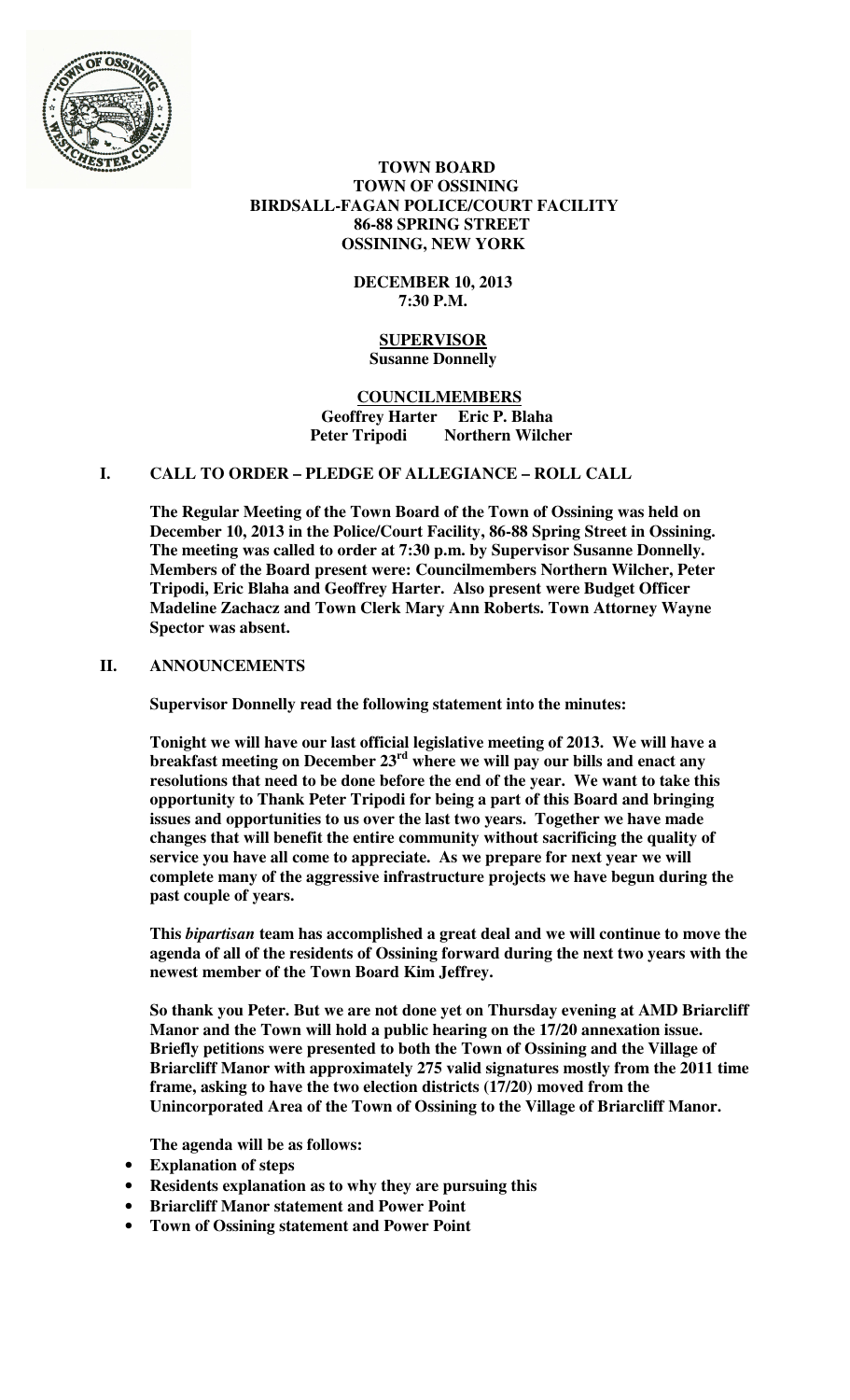# TOWN BOARD
# TOWN OF OSSINING
# BIRDSALL-FAGAN POLICE/COURT FACILITY
# 86-88 SPRING STREET
# OSSINING, NEW YORK

**DECEMBER 10, 2013**
**7:30 P.M.**

**SUPERVISOR**
**Susanne Donnelly**

**COUNCILMEMBERS**
**Geoffrey Harter Eric P. Blaha**
**Peter Tripodi Northern Wilcher**

## I. CALL TO ORDER – PLEDGE OF ALLEGIANCE – ROLL CALL

**The Regular Meeting of the Town Board of the Town of Ossining was held on December 10, 2013 in the Police/Court Facility, 86-88 Spring Street in Ossining. The meeting was called to order at 7:30 p.m. by Supervisor Susanne Donnelly. Members of the Board present were: Councilmembers Northern Wilcher, Peter Tripodi, Eric Blaha and Geoffrey Harter. Also present were Budget Officer Madeline Zachacz and Town Clerk Mary Ann Roberts. Town Attorney Wayne Spector was absent.**

## II. ANNOUNCEMENTS

**Supervisor Donnelly read the following statement into the minutes:**

**Tonight we will have our last official legislative meeting of 2013. We will have a breakfast meeting on December 23rd where we will pay our bills and enact any resolutions that need to be done before the end of the year. We want to take this opportunity to Thank Peter Tripodi for being a part of this Board and bringing issues and opportunities to us over the last two years. Together we have made changes that will benefit the entire community without sacrificing the quality of service you have all come to appreciate. As we prepare for next year we will complete many of the aggressive infrastructure projects we have begun during the past couple of years.**

**This *bipartisan* team has accomplished a great deal and we will continue to move the agenda of all of the residents of Ossining forward during the next two years with the newest member of the Town Board Kim Jeffrey.**

**So thank you Peter. But we are not done yet on Thursday evening at AMD Briarcliff Manor and the Town will hold a public hearing on the 17/20 annexation issue. Briefly petitions were presented to both the Town of Ossining and the Village of Briarcliff Manor with approximately 275 valid signatures mostly from the 2011 time frame, asking to have the two election districts (17/20) moved from the Unincorporated Area of the Town of Ossining to the Village of Briarcliff Manor.**

**The agenda will be as follows:**

- **Explanation of steps**
- **Residents explanation as to why they are pursuing this**
- **Briarcliff Manor statement and Power Point**
- **Town of Ossining statement and Power Point**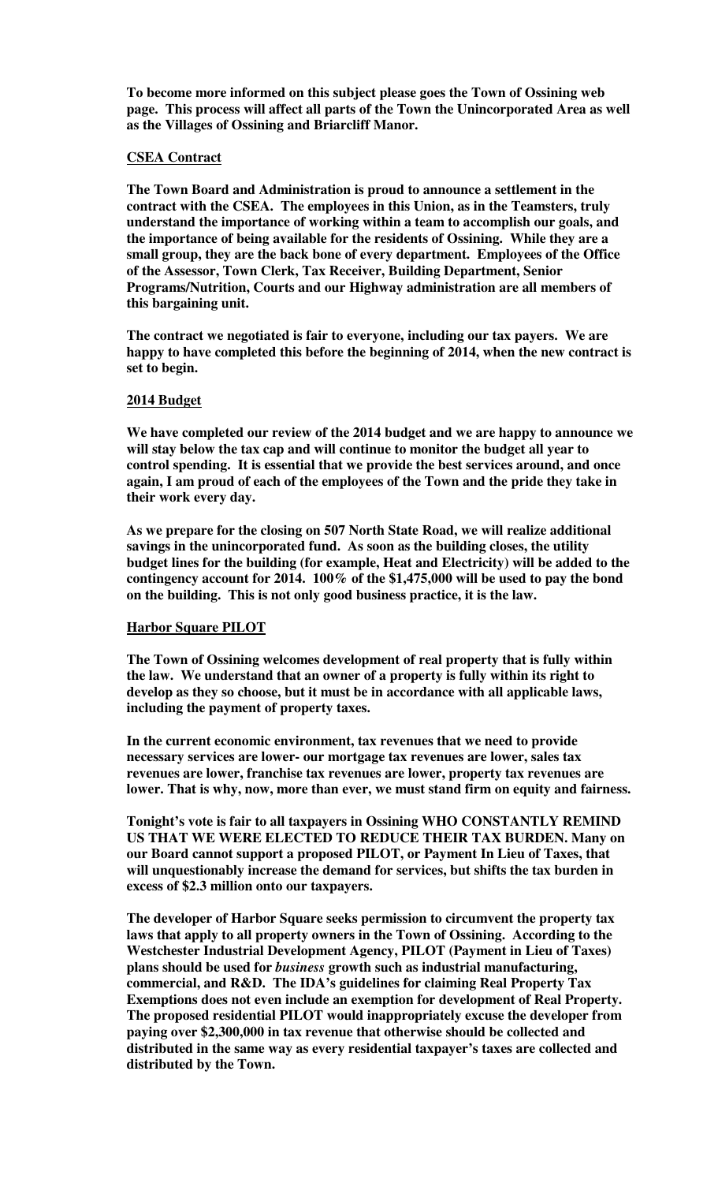**To become more informed on this subject please goes the Town of Ossining web page. This process will affect all parts of the Town the Unincorporated Area as well as the Villages of Ossining and Briarcliff Manor.**

**CSEA Contract**

**The Town Board and Administration is proud to announce a settlement in the contract with the CSEA. The employees in this Union, as in the Teamsters, truly understand the importance of working within a team to accomplish our goals, and the importance of being available for the residents of Ossining. While they are a small group, they are the back bone of every department. Employees of the Office of the Assessor, Town Clerk, Tax Receiver, Building Department, Senior Programs/Nutrition, Courts and our Highway administration are all members of this bargaining unit.**

**The contract we negotiated is fair to everyone, including our tax payers. We are happy to have completed this before the beginning of 2014, when the new contract is set to begin.**

**2014 Budget**

**We have completed our review of the 2014 budget and we are happy to announce we will stay below the tax cap and will continue to monitor the budget all year to control spending. It is essential that we provide the best services around, and once again, I am proud of each of the employees of the Town and the pride they take in their work every day.**

**As we prepare for the closing on 507 North State Road, we will realize additional savings in the unincorporated fund. As soon as the building closes, the utility budget lines for the building (for example, Heat and Electricity) will be added to the contingency account for 2014. 100% of the $1,475,000 will be used to pay the bond on the building. This is not only good business practice, it is the law.**

**Harbor Square PILOT**

**The Town of Ossining welcomes development of real property that is fully within the law. We understand that an owner of a property is fully within its right to develop as they so choose, but it must be in accordance with all applicable laws, including the payment of property taxes.**

**In the current economic environment, tax revenues that we need to provide necessary services are lower- our mortgage tax revenues are lower, sales tax revenues are lower, franchise tax revenues are lower, property tax revenues are lower. That is why, now, more than ever, we must stand firm on equity and fairness.**

**Tonight's vote is fair to all taxpayers in Ossining WHO CONSTANTLY REMIND US THAT WE WERE ELECTED TO REDUCE THEIR TAX BURDEN. Many on our Board cannot support a proposed PILOT, or Payment In Lieu of Taxes, that will unquestionably increase the demand for services, but shifts the tax burden in excess of $2.3 million onto our taxpayers.**

**The developer of Harbor Square seeks permission to circumvent the property tax laws that apply to all property owners in the Town of Ossining. According to the Westchester Industrial Development Agency, PILOT (Payment in Lieu of Taxes) plans should be used for *business* growth such as industrial manufacturing, commercial, and R&D. The IDA's guidelines for claiming Real Property Tax Exemptions does not even include an exemption for development of Real Property. The proposed residential PILOT would inappropriately excuse the developer from paying over $2,300,000 in tax revenue that otherwise should be collected and distributed in the same way as every residential taxpayer's taxes are collected and distributed by the Town.**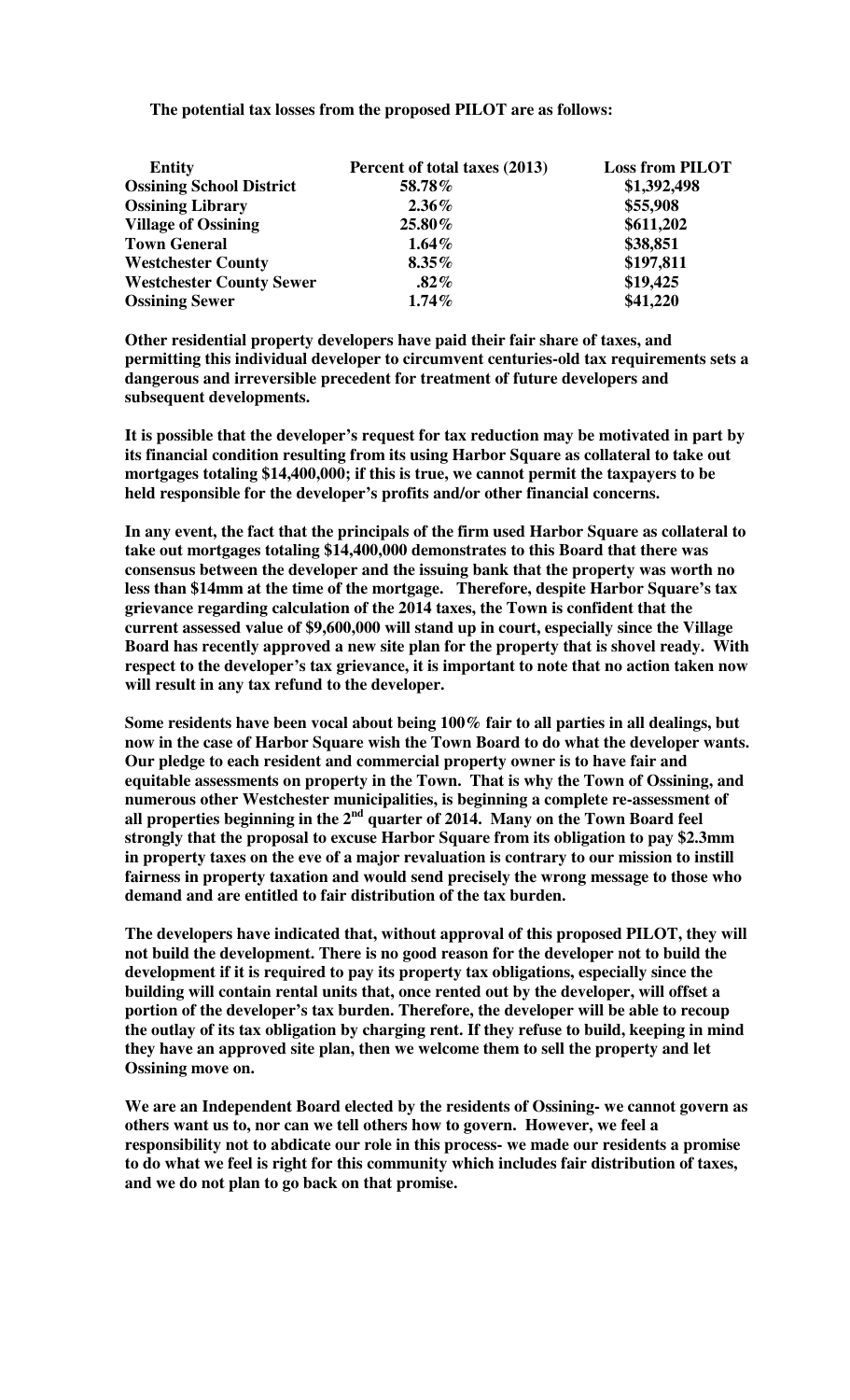**The potential tax losses from the proposed PILOT are as follows:**

| Entity | Percent of total taxes (2013) | Loss from PILOT |
|---|---|---|
| Ossining School District | 58.78% | $1,392,498 |
| Ossining Library | 2.36% | $55,908 |
| Village of Ossining | 25.80% | $611,202 |
| Town General | 1.64% | $38,851 |
| Westchester County | 8.35% | $197,811 |
| Westchester County Sewer | .82% | $19,425 |
| Ossining Sewer | 1.74% | $41,220 |

**Other residential property developers have paid their fair share of taxes, and permitting this individual developer to circumvent centuries-old tax requirements sets a dangerous and irreversible precedent for treatment of future developers and subsequent developments.**

**It is possible that the developer's request for tax reduction may be motivated in part by its financial condition resulting from its using Harbor Square as collateral to take out mortgages totaling $14,400,000; if this is true, we cannot permit the taxpayers to be held responsible for the developer's profits and/or other financial concerns.**

**In any event, the fact that the principals of the firm used Harbor Square as collateral to take out mortgages totaling $14,400,000 demonstrates to this Board that there was consensus between the developer and the issuing bank that the property was worth no less than $14mm at the time of the mortgage. Therefore, despite Harbor Square's tax grievance regarding calculation of the 2014 taxes, the Town is confident that the current assessed value of $9,600,000 will stand up in court, especially since the Village Board has recently approved a new site plan for the property that is shovel ready. With respect to the developer's tax grievance, it is important to note that no action taken now will result in any tax refund to the developer.**

**Some residents have been vocal about being 100% fair to all parties in all dealings, but now in the case of Harbor Square wish the Town Board to do what the developer wants. Our pledge to each resident and commercial property owner is to have fair and equitable assessments on property in the Town. That is why the Town of Ossining, and numerous other Westchester municipalities, is beginning a complete re-assessment of all properties beginning in the 2nd quarter of 2014. Many on the Town Board feel strongly that the proposal to excuse Harbor Square from its obligation to pay $2.3mm in property taxes on the eve of a major revaluation is contrary to our mission to instill fairness in property taxation and would send precisely the wrong message to those who demand and are entitled to fair distribution of the tax burden.**

**The developers have indicated that, without approval of this proposed PILOT, they will not build the development. There is no good reason for the developer not to build the development if it is required to pay its property tax obligations, especially since the building will contain rental units that, once rented out by the developer, will offset a portion of the developer's tax burden. Therefore, the developer will be able to recoup the outlay of its tax obligation by charging rent. If they refuse to build, keeping in mind they have an approved site plan, then we welcome them to sell the property and let Ossining move on.**

**We are an Independent Board elected by the residents of Ossining- we cannot govern as others want us to, nor can we tell others how to govern. However, we feel a responsibility not to abdicate our role in this process- we made our residents a promise to do what we feel is right for this community which includes fair distribution of taxes, and we do not plan to go back on that promise.**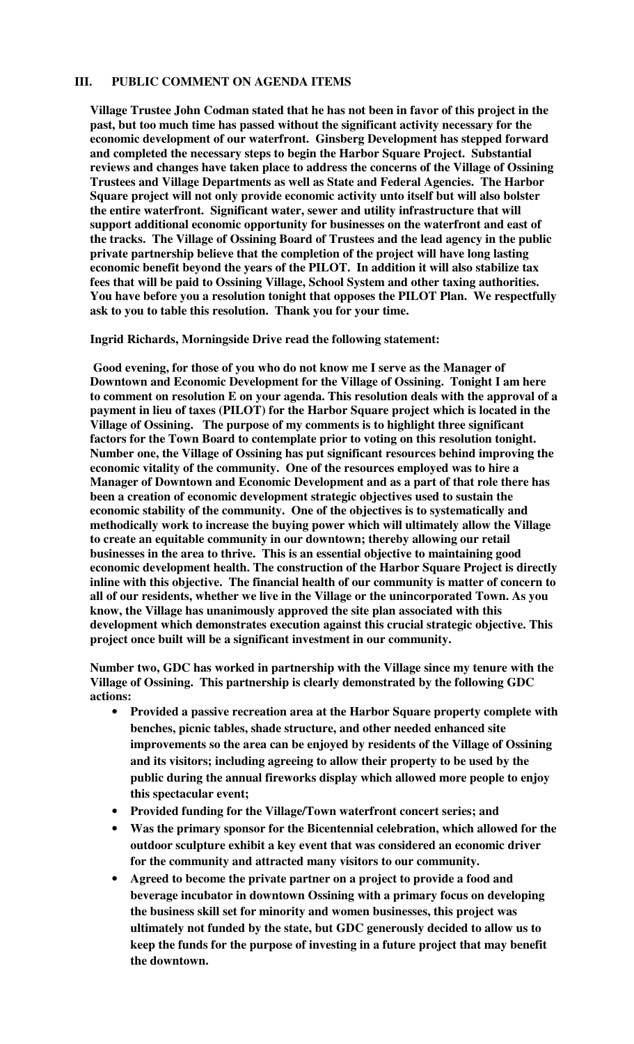## III. PUBLIC COMMENT ON AGENDA ITEMS

**Village Trustee John Codman stated that he has not been in favor of this project in the past, but too much time has passed without the significant activity necessary for the economic development of our waterfront. Ginsberg Development has stepped forward and completed the necessary steps to begin the Harbor Square Project. Substantial reviews and changes have taken place to address the concerns of the Village of Ossining Trustees and Village Departments as well as State and Federal Agencies. The Harbor Square project will not only provide economic activity unto itself but will also bolster the entire waterfront. Significant water, sewer and utility infrastructure that will support additional economic opportunity for businesses on the waterfront and east of the tracks. The Village of Ossining Board of Trustees and the lead agency in the public private partnership believe that the completion of the project will have long lasting economic benefit beyond the years of the PILOT. In addition it will also stabilize tax fees that will be paid to Ossining Village, School System and other taxing authorities. You have before you a resolution tonight that opposes the PILOT Plan. We respectfully ask to you to table this resolution. Thank you for your time.**

**Ingrid Richards, Morningside Drive read the following statement:**

**Good evening, for those of you who do not know me I serve as the Manager of Downtown and Economic Development for the Village of Ossining. Tonight I am here to comment on resolution E on your agenda. This resolution deals with the approval of a payment in lieu of taxes (PILOT) for the Harbor Square project which is located in the Village of Ossining. The purpose of my comments is to highlight three significant factors for the Town Board to contemplate prior to voting on this resolution tonight. Number one, the Village of Ossining has put significant resources behind improving the economic vitality of the community. One of the resources employed was to hire a Manager of Downtown and Economic Development and as a part of that role there has been a creation of economic development strategic objectives used to sustain the economic stability of the community. One of the objectives is to systematically and methodically work to increase the buying power which will ultimately allow the Village to create an equitable community in our downtown; thereby allowing our retail businesses in the area to thrive. This is an essential objective to maintaining good economic development health. The construction of the Harbor Square Project is directly inline with this objective. The financial health of our community is matter of concern to all of our residents, whether we live in the Village or the unincorporated Town. As you know, the Village has unanimously approved the site plan associated with this development which demonstrates execution against this crucial strategic objective. This project once built will be a significant investment in our community.**

**Number two, GDC has worked in partnership with the Village since my tenure with the Village of Ossining. This partnership is clearly demonstrated by the following GDC actions:**

- **Provided a passive recreation area at the Harbor Square property complete with benches, picnic tables, shade structure, and other needed enhanced site improvements so the area can be enjoyed by residents of the Village of Ossining and its visitors; including agreeing to allow their property to be used by the public during the annual fireworks display which allowed more people to enjoy this spectacular event;**
- **Provided funding for the Village/Town waterfront concert series; and**
- **Was the primary sponsor for the Bicentennial celebration, which allowed for the outdoor sculpture exhibit a key event that was considered an economic driver for the community and attracted many visitors to our community.**
- **Agreed to become the private partner on a project to provide a food and beverage incubator in downtown Ossining with a primary focus on developing the business skill set for minority and women businesses, this project was ultimately not funded by the state, but GDC generously decided to allow us to keep the funds for the purpose of investing in a future project that may benefit the downtown.**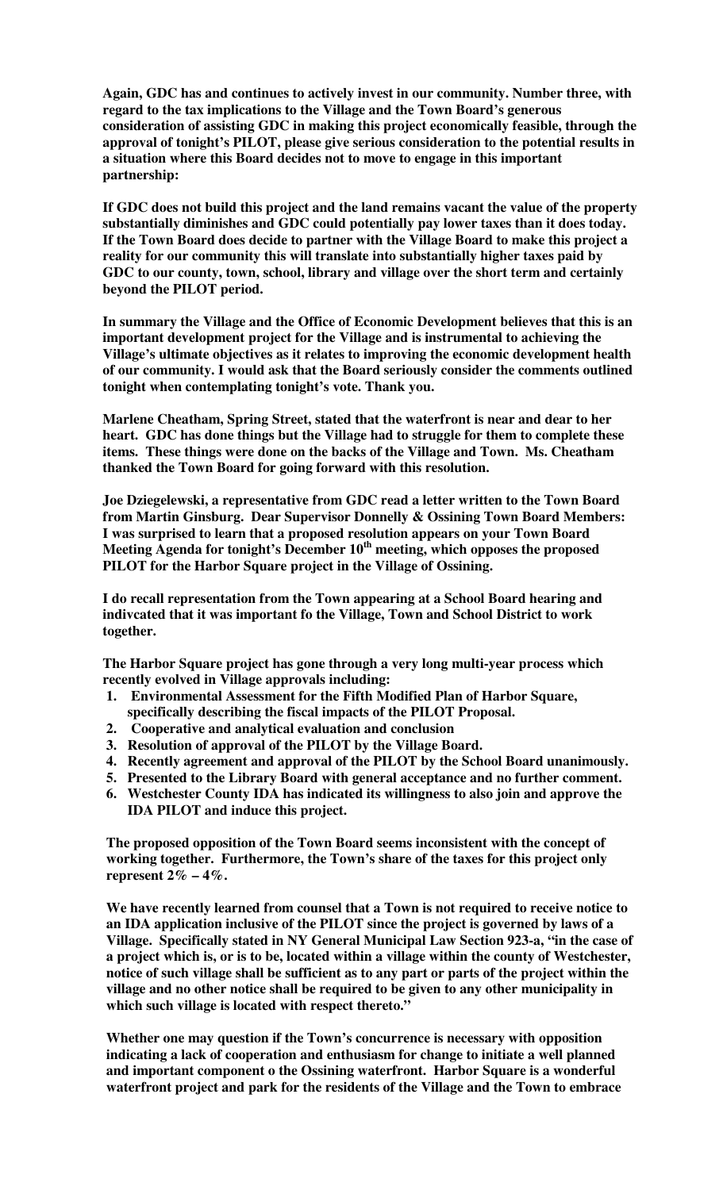**Again, GDC has and continues to actively invest in our community. Number three, with regard to the tax implications to the Village and the Town Board's generous consideration of assisting GDC in making this project economically feasible, through the approval of tonight's PILOT, please give serious consideration to the potential results in a situation where this Board decides not to move to engage in this important partnership:**

**If GDC does not build this project and the land remains vacant the value of the property substantially diminishes and GDC could potentially pay lower taxes than it does today. If the Town Board does decide to partner with the Village Board to make this project a reality for our community this will translate into substantially higher taxes paid by GDC to our county, town, school, library and village over the short term and certainly beyond the PILOT period.**

**In summary the Village and the Office of Economic Development believes that this is an important development project for the Village and is instrumental to achieving the Village's ultimate objectives as it relates to improving the economic development health of our community. I would ask that the Board seriously consider the comments outlined tonight when contemplating tonight's vote. Thank you.**

**Marlene Cheatham, Spring Street, stated that the waterfront is near and dear to her heart. GDC has done things but the Village had to struggle for them to complete these items. These things were done on the backs of the Village and Town. Ms. Cheatham thanked the Town Board for going forward with this resolution.**

**Joe Dziegelewski, a representative from GDC read a letter written to the Town Board from Martin Ginsburg. Dear Supervisor Donnelly & Ossining Town Board Members: I was surprised to learn that a proposed resolution appears on your Town Board Meeting Agenda for tonight's December 10th meeting, which opposes the proposed PILOT for the Harbor Square project in the Village of Ossining.**

**I do recall representation from the Town appearing at a School Board hearing and indivcated that it was important fo the Village, Town and School District to work together.**

**The Harbor Square project has gone through a very long multi-year process which recently evolved in Village approvals including:**

1. **Environmental Assessment for the Fifth Modified Plan of Harbor Square, specifically describing the fiscal impacts of the PILOT Proposal.**
2. **Cooperative and analytical evaluation and conclusion**
3. **Resolution of approval of the PILOT by the Village Board.**
4. **Recently agreement and approval of the PILOT by the School Board unanimously.**
5. **Presented to the Library Board with general acceptance and no further comment.**
6. **Westchester County IDA has indicated its willingness to also join and approve the IDA PILOT and induce this project.**

**The proposed opposition of the Town Board seems inconsistent with the concept of working together. Furthermore, the Town's share of the taxes for this project only represent 2% – 4%.**

**We have recently learned from counsel that a Town is not required to receive notice to an IDA application inclusive of the PILOT since the project is governed by laws of a Village. Specifically stated in NY General Municipal Law Section 923-a, "in the case of a project which is, or is to be, located within a village within the county of Westchester, notice of such village shall be sufficient as to any part or parts of the project within the village and no other notice shall be required to be given to any other municipality in which such village is located with respect thereto."**

**Whether one may question if the Town's concurrence is necessary with opposition indicating a lack of cooperation and enthusiasm for change to initiate a well planned and important component o the Ossining waterfront. Harbor Square is a wonderful waterfront project and park for the residents of the Village and the Town to embrace**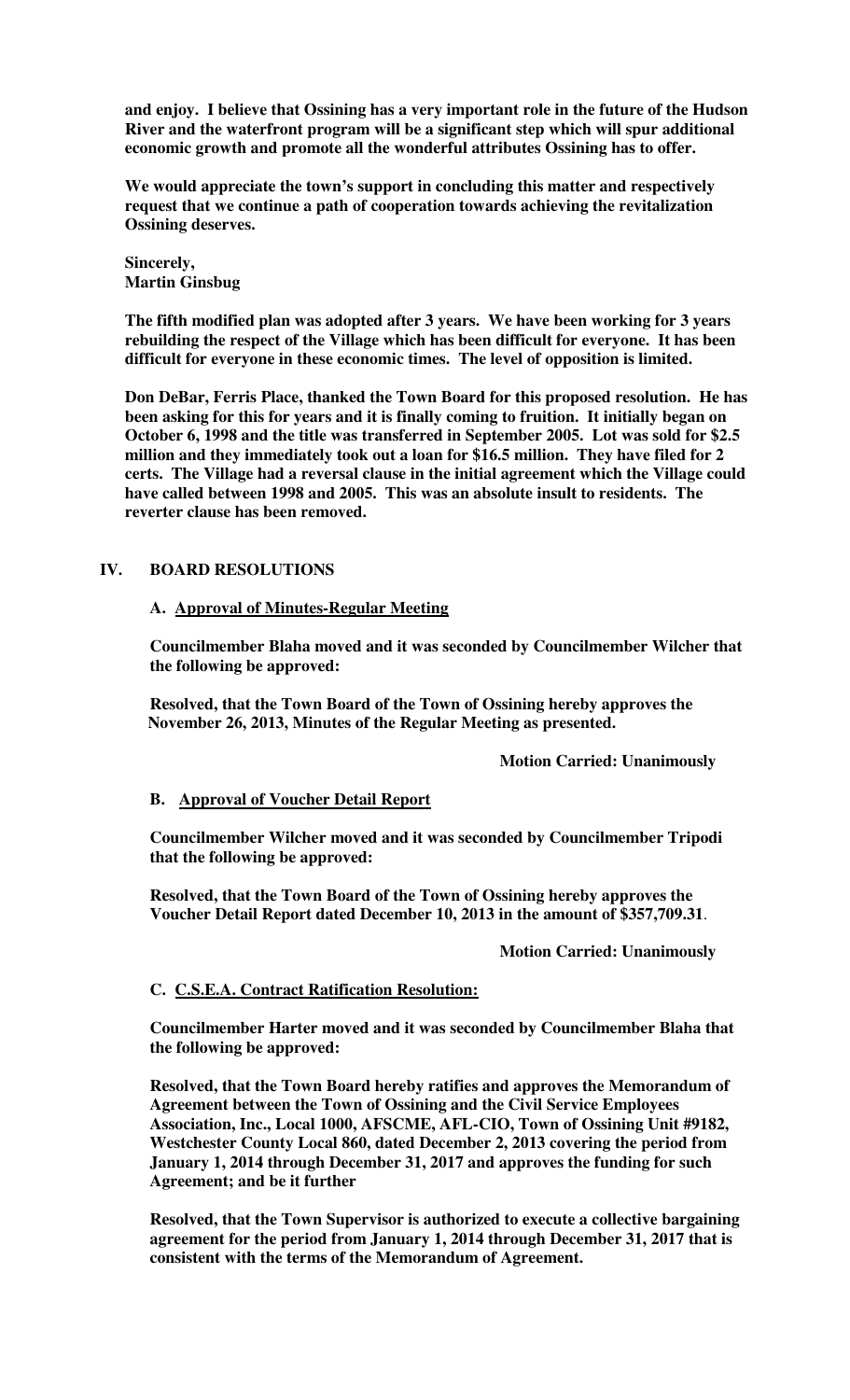**and enjoy. I believe that Ossining has a very important role in the future of the Hudson River and the waterfront program will be a significant step which will spur additional economic growth and promote all the wonderful attributes Ossining has to offer.**

**We would appreciate the town's support in concluding this matter and respectively request that we continue a path of cooperation towards achieving the revitalization Ossining deserves.**

**Sincerely,**
**Martin Ginsbug**

**The fifth modified plan was adopted after 3 years. We have been working for 3 years rebuilding the respect of the Village which has been difficult for everyone. It has been difficult for everyone in these economic times. The level of opposition is limited.**

**Don DeBar, Ferris Place, thanked the Town Board for this proposed resolution. He has been asking for this for years and it is finally coming to fruition. It initially began on October 6, 1998 and the title was transferred in September 2005. Lot was sold for $2.5 million and they immediately took out a loan for $16.5 million. They have filed for 2 certs. The Village had a reversal clause in the initial agreement which the Village could have called between 1998 and 2005. This was an absolute insult to residents. The reverter clause has been removed.**

## IV. BOARD RESOLUTIONS

### A. Approval of Minutes-Regular Meeting

**Councilmember Blaha moved and it was seconded by Councilmember Wilcher that the following be approved:**

**Resolved, that the Town Board of the Town of Ossining hereby approves the November 26, 2013, Minutes of the Regular Meeting as presented.**

**Motion Carried: Unanimously**

### B. Approval of Voucher Detail Report

**Councilmember Wilcher moved and it was seconded by Councilmember Tripodi that the following be approved:**

**Resolved, that the Town Board of the Town of Ossining hereby approves the Voucher Detail Report dated December 10, 2013 in the amount of $357,709.31.**

**Motion Carried: Unanimously**

### C. C.S.E.A. Contract Ratification Resolution:

**Councilmember Harter moved and it was seconded by Councilmember Blaha that the following be approved:**

**Resolved, that the Town Board hereby ratifies and approves the Memorandum of Agreement between the Town of Ossining and the Civil Service Employees Association, Inc., Local 1000, AFSCME, AFL-CIO, Town of Ossining Unit #9182, Westchester County Local 860, dated December 2, 2013 covering the period from January 1, 2014 through December 31, 2017 and approves the funding for such Agreement; and be it further**

**Resolved, that the Town Supervisor is authorized to execute a collective bargaining agreement for the period from January 1, 2014 through December 31, 2017 that is consistent with the terms of the Memorandum of Agreement.**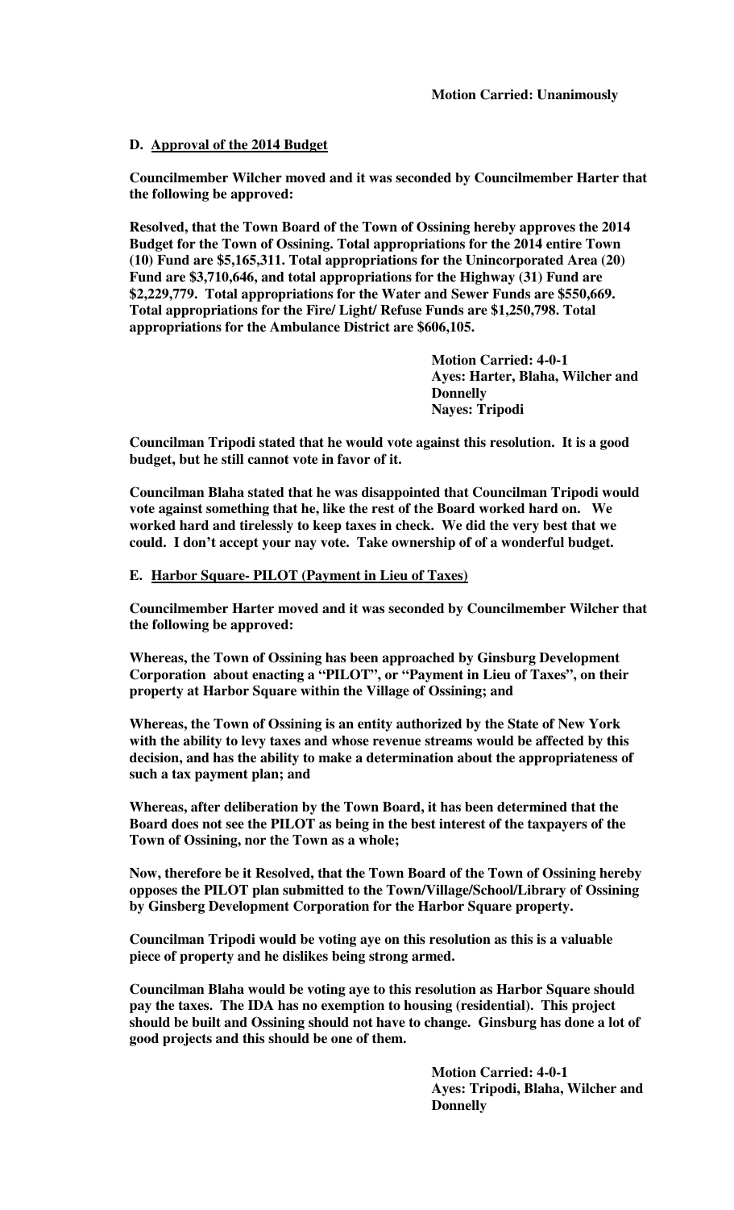**Motion Carried: Unanimously**

**D. Approval of the 2014 Budget**

**Councilmember Wilcher moved and it was seconded by Councilmember Harter that the following be approved:**

**Resolved, that the Town Board of the Town of Ossining hereby approves the 2014 Budget for the Town of Ossining. Total appropriations for the 2014 entire Town (10) Fund are $5,165,311. Total appropriations for the Unincorporated Area (20) Fund are $3,710,646, and total appropriations for the Highway (31) Fund are $2,229,779. Total appropriations for the Water and Sewer Funds are $550,669. Total appropriations for the Fire/ Light/ Refuse Funds are $1,250,798. Total appropriations for the Ambulance District are $606,105.**

**Motion Carried: 4-0-1**
**Ayes: Harter, Blaha, Wilcher and Donnelly**
**Nayes: Tripodi**

**Councilman Tripodi stated that he would vote against this resolution. It is a good budget, but he still cannot vote in favor of it.**

**Councilman Blaha stated that he was disappointed that Councilman Tripodi would vote against something that he, like the rest of the Board worked hard on. We worked hard and tirelessly to keep taxes in check. We did the very best that we could. I don't accept your nay vote. Take ownership of of a wonderful budget.**

**E. Harbor Square- PILOT (Payment in Lieu of Taxes)**

**Councilmember Harter moved and it was seconded by Councilmember Wilcher that the following be approved:**

**Whereas, the Town of Ossining has been approached by Ginsburg Development Corporation about enacting a "PILOT", or "Payment in Lieu of Taxes", on their property at Harbor Square within the Village of Ossining; and**

**Whereas, the Town of Ossining is an entity authorized by the State of New York with the ability to levy taxes and whose revenue streams would be affected by this decision, and has the ability to make a determination about the appropriateness of such a tax payment plan; and**

**Whereas, after deliberation by the Town Board, it has been determined that the Board does not see the PILOT as being in the best interest of the taxpayers of the Town of Ossining, nor the Town as a whole;**

**Now, therefore be it Resolved, that the Town Board of the Town of Ossining hereby opposes the PILOT plan submitted to the Town/Village/School/Library of Ossining by Ginsberg Development Corporation for the Harbor Square property.**

**Councilman Tripodi would be voting aye on this resolution as this is a valuable piece of property and he dislikes being strong armed.**

**Councilman Blaha would be voting aye to this resolution as Harbor Square should pay the taxes. The IDA has no exemption to housing (residential). This project should be built and Ossining should not have to change. Ginsburg has done a lot of good projects and this should be one of them.**

**Motion Carried: 4-0-1**
**Ayes: Tripodi, Blaha, Wilcher and Donnelly**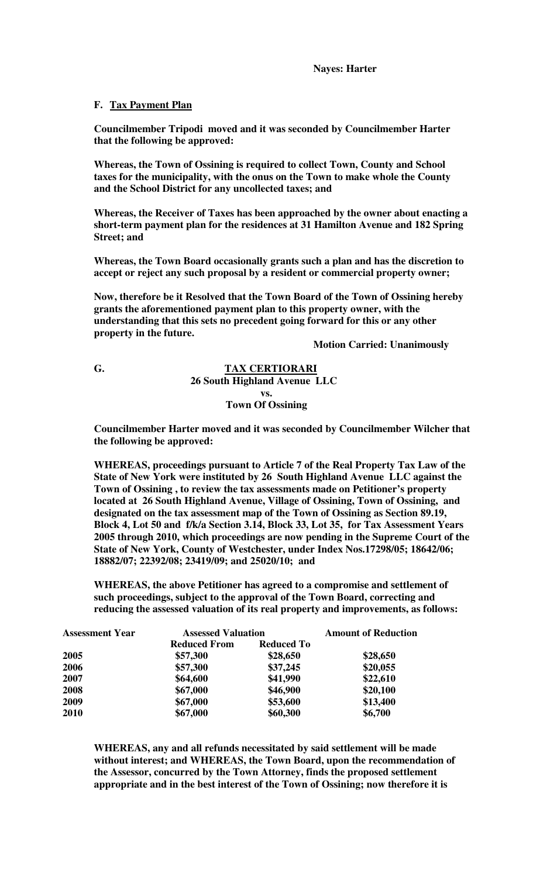**Nayes: Harter**

**F. Tax Payment Plan**

**Councilmember Tripodi moved and it was seconded by Councilmember Harter that the following be approved:**

**Whereas, the Town of Ossining is required to collect Town, County and School taxes for the municipality, with the onus on the Town to make whole the County and the School District for any uncollected taxes; and**

**Whereas, the Receiver of Taxes has been approached by the owner about enacting a short-term payment plan for the residences at 31 Hamilton Avenue and 182 Spring Street; and**

**Whereas, the Town Board occasionally grants such a plan and has the discretion to accept or reject any such proposal by a resident or commercial property owner;**

**Now, therefore be it Resolved that the Town Board of the Town of Ossining hereby grants the aforementioned payment plan to this property owner, with the understanding that this sets no precedent going forward for this or any other property in the future.**

**Motion Carried: Unanimously**

**G. TAX CERTIORARI**
**26 South Highland Avenue LLC**
**vs.**
**Town Of Ossining**

**Councilmember Harter moved and it was seconded by Councilmember Wilcher that the following be approved:**

**WHEREAS, proceedings pursuant to Article 7 of the Real Property Tax Law of the State of New York were instituted by 26 South Highland Avenue LLC against the Town of Ossining , to review the tax assessments made on Petitioner's property located at 26 South Highland Avenue, Village of Ossining, Town of Ossining, and designated on the tax assessment map of the Town of Ossining as Section 89.19, Block 4, Lot 50 and f/k/a Section 3.14, Block 33, Lot 35, for Tax Assessment Years 2005 through 2010, which proceedings are now pending in the Supreme Court of the State of New York, County of Westchester, under Index Nos.17298/05; 18642/06; 18882/07; 22392/08; 23419/09; and 25020/10; and**

**WHEREAS, the above Petitioner has agreed to a compromise and settlement of such proceedings, subject to the approval of the Town Board, correcting and reducing the assessed valuation of its real property and improvements, as follows:**

| Assessment Year | Assessed Valuation | | Amount of Reduction |
|---|---|---|---|
| | Reduced From | Reduced To | |
| 2005 | $57,300 | $28,650 | $28,650 |
| 2006 | $57,300 | $37,245 | $20,055 |
| 2007 | $64,600 | $41,990 | $22,610 |
| 2008 | $67,000 | $46,900 | $20,100 |
| 2009 | $67,000 | $53,600 | $13,400 |
| 2010 | $67,000 | $60,300 | $6,700 |

**WHEREAS, any and all refunds necessitated by said settlement will be made without interest; and WHEREAS, the Town Board, upon the recommendation of the Assessor, concurred by the Town Attorney, finds the proposed settlement appropriate and in the best interest of the Town of Ossining; now therefore it is**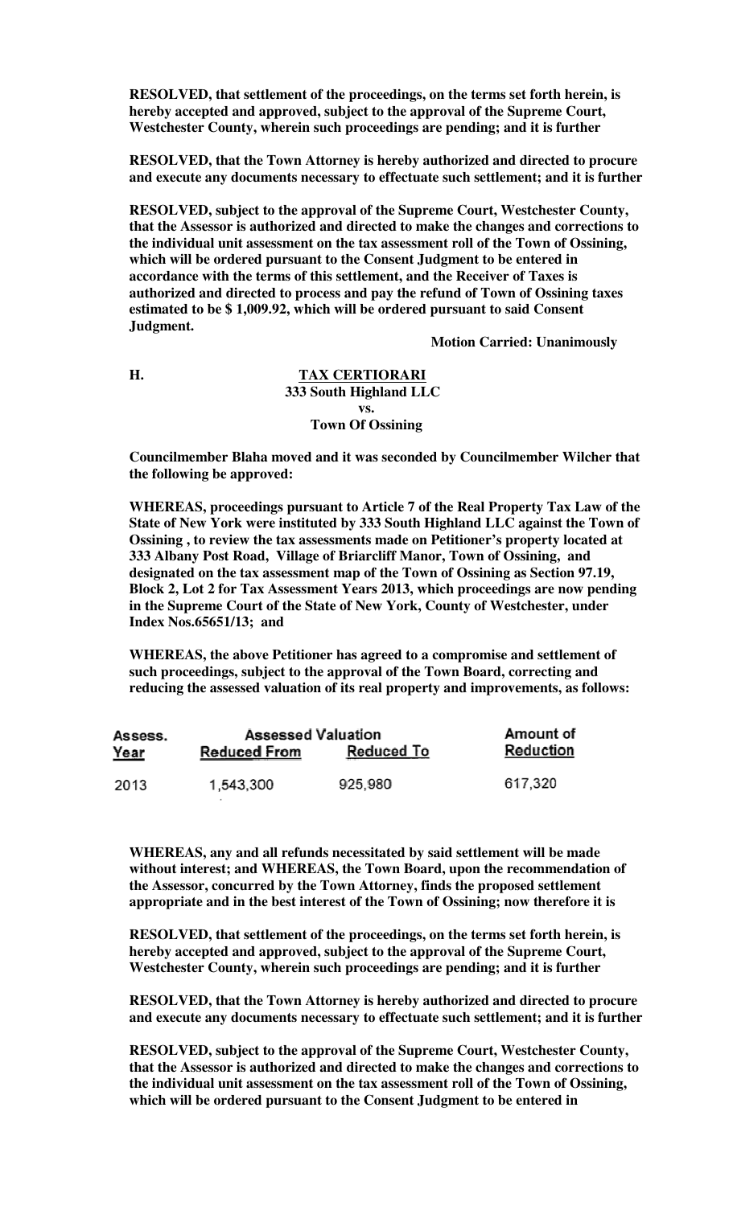**RESOLVED, that settlement of the proceedings, on the terms set forth herein, is hereby accepted and approved, subject to the approval of the Supreme Court, Westchester County, wherein such proceedings are pending; and it is further**

**RESOLVED, that the Town Attorney is hereby authorized and directed to procure and execute any documents necessary to effectuate such settlement; and it is further**

**RESOLVED, subject to the approval of the Supreme Court, Westchester County, that the Assessor is authorized and directed to make the changes and corrections to the individual unit assessment on the tax assessment roll of the Town of Ossining, which will be ordered pursuant to the Consent Judgment to be entered in accordance with the terms of this settlement, and the Receiver of Taxes is authorized and directed to process and pay the refund of Town of Ossining taxes estimated to be $ 1,009.92, which will be ordered pursuant to said Consent Judgment.**

**Motion Carried: Unanimously**

**H. TAX CERTIORARI**
**333 South Highland LLC**
**vs.**
**Town Of Ossining**

**Councilmember Blaha moved and it was seconded by Councilmember Wilcher that the following be approved:**

**WHEREAS, proceedings pursuant to Article 7 of the Real Property Tax Law of the State of New York were instituted by 333 South Highland LLC against the Town of Ossining , to review the tax assessments made on Petitioner's property located at 333 Albany Post Road, Village of Briarcliff Manor, Town of Ossining, and designated on the tax assessment map of the Town of Ossining as Section 97.19, Block 2, Lot 2 for Tax Assessment Years 2013, which proceedings are now pending in the Supreme Court of the State of New York, County of Westchester, under Index Nos.65651/13; and**

**WHEREAS, the above Petitioner has agreed to a compromise and settlement of such proceedings, subject to the approval of the Town Board, correcting and reducing the assessed valuation of its real property and improvements, as follows:**

| Assess. | Assessed Valuation | | Amount of |
|---|---|---|---|
| Year | Reduced From | Reduced To | Reduction |
| 2013 | 1,543,300 | 925,980 | 617,320 |

**WHEREAS, any and all refunds necessitated by said settlement will be made without interest; and WHEREAS, the Town Board, upon the recommendation of the Assessor, concurred by the Town Attorney, finds the proposed settlement appropriate and in the best interest of the Town of Ossining; now therefore it is**

**RESOLVED, that settlement of the proceedings, on the terms set forth herein, is hereby accepted and approved, subject to the approval of the Supreme Court, Westchester County, wherein such proceedings are pending; and it is further**

**RESOLVED, that the Town Attorney is hereby authorized and directed to procure and execute any documents necessary to effectuate such settlement; and it is further**

**RESOLVED, subject to the approval of the Supreme Court, Westchester County, that the Assessor is authorized and directed to make the changes and corrections to the individual unit assessment on the tax assessment roll of the Town of Ossining, which will be ordered pursuant to the Consent Judgment to be entered in**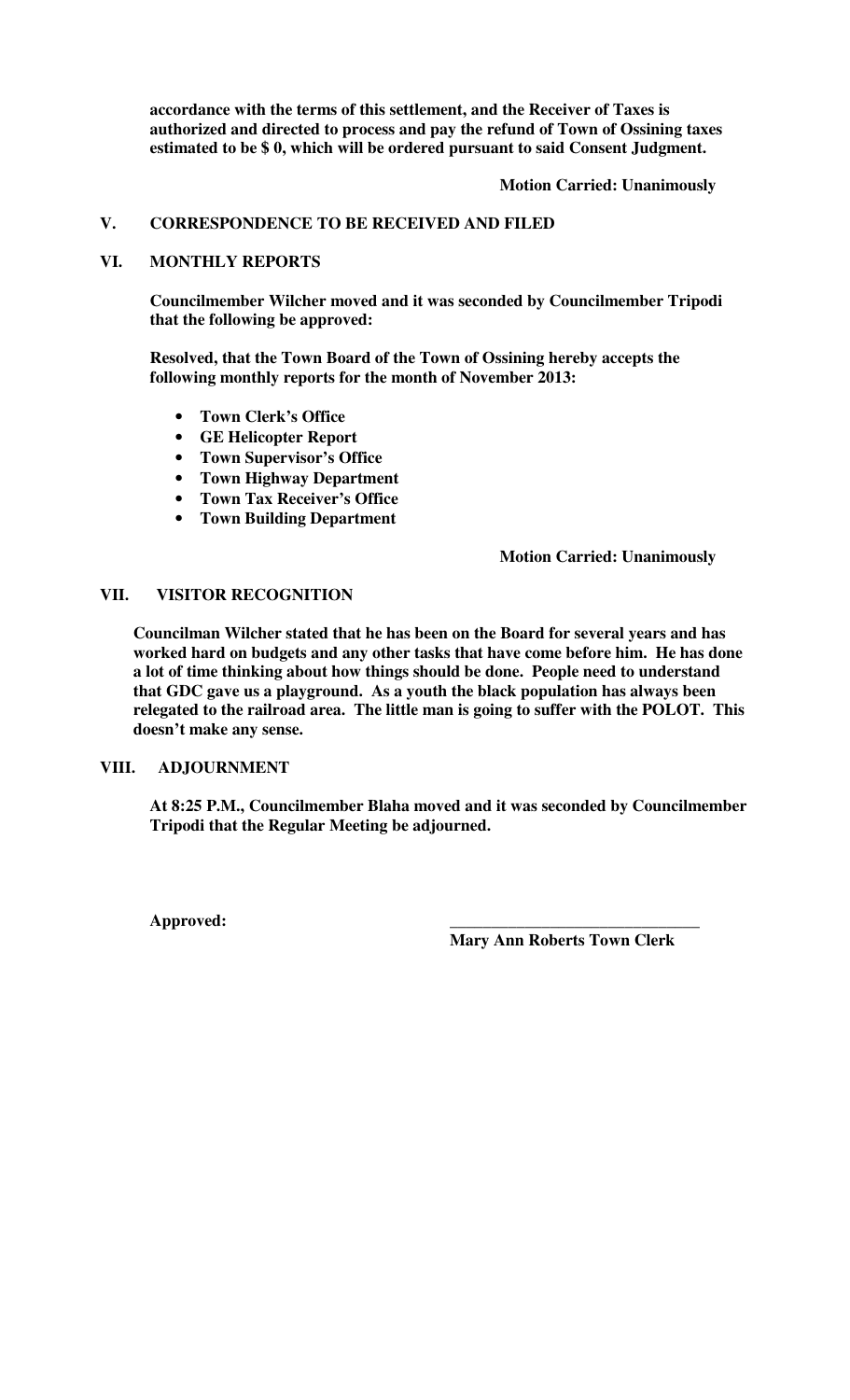**accordance with the terms of this settlement, and the Receiver of Taxes is authorized and directed to process and pay the refund of Town of Ossining taxes estimated to be $ 0, which will be ordered pursuant to said Consent Judgment.**

**Motion Carried: Unanimously**

## V. CORRESPONDENCE TO BE RECEIVED AND FILED

## VI. MONTHLY REPORTS

**Councilmember Wilcher moved and it was seconded by Councilmember Tripodi that the following be approved:**

**Resolved, that the Town Board of the Town of Ossining hereby accepts the following monthly reports for the month of November 2013:**

- **Town Clerk's Office**
- **GE Helicopter Report**
- **Town Supervisor's Office**
- **Town Highway Department**
- **Town Tax Receiver's Office**
- **Town Building Department**

**Motion Carried: Unanimously**

## VII. VISITOR RECOGNITION

**Councilman Wilcher stated that he has been on the Board for several years and has worked hard on budgets and any other tasks that have come before him. He has done a lot of time thinking about how things should be done. People need to understand that GDC gave us a playground. As a youth the black population has always been relegated to the railroad area. The little man is going to suffer with the POLOT. This doesn't make any sense.**

## VIII. ADJOURNMENT

**At 8:25 P.M., Councilmember Blaha moved and it was seconded by Councilmember Tripodi that the Regular Meeting be adjourned.**

**Approved:** ______________________________

**Mary Ann Roberts Town Clerk**